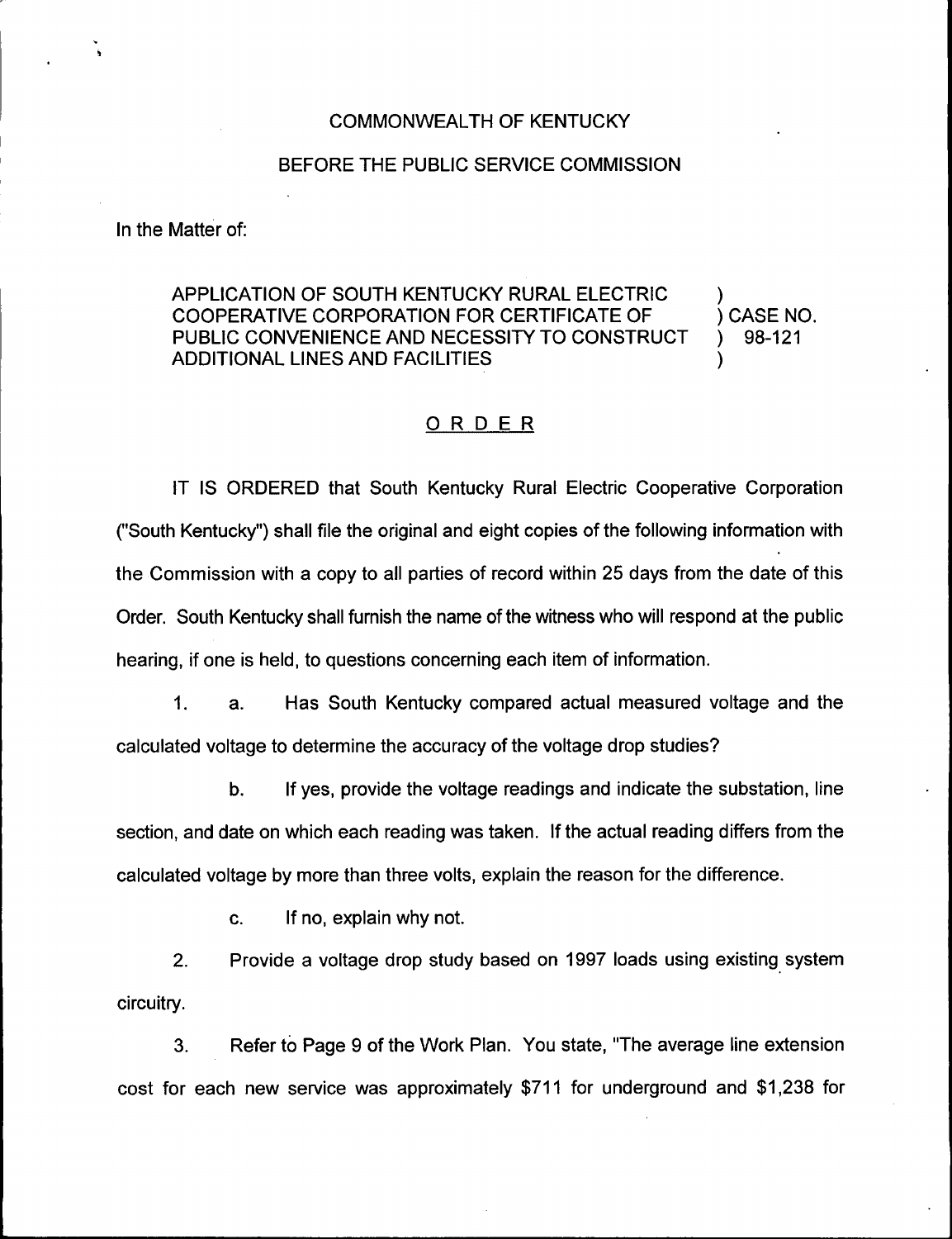COMMONWEALTH OF KENTUCKY

BEFORE THE PUBLIC SERVICE COMMISSION

In the Matter of:

APPLICATION OF SOUTH KENTUCKY RURAL ELECTRIC COOPERATIVE CORPORATION FOR CERTIFICATE OF PUBLIC CONVENIENCE AND NECESSITY TO CONSTRUCT ADDITIONAL LINES AND FACILITIES ) CASE NO. 98-121

## ORDER

IT IS ORDERED that South Kentucky Rural Electric Cooperative Corporation ("South Kentucky") shall file the original and eight copies of the following information with the Commission with a copy to all parties of record within 25 days from the date of this Order. South Kentucky shall furnish the name of the witness who will respond at the public hearing, if one is held, to questions concerning each item of information.

1. a. Has South Kentucky compared actual measured voltage and the calculated voltage to determine the accuracy of the voltage drop studies?

   b. If yes, provide the voltage readings and indicate the substation, line section, and date on which each reading was taken. If the actual reading differs from the calculated voltage by more than three volts, explain the reason for the difference.

   c. If no, explain why not.

2. Provide a voltage drop study based on 1997 loads using existing system circuitry.

3. Refer to Page 9 of the Work Plan. You state, "The average line extension cost for each new service was approximately $711 for underground and $1,238 for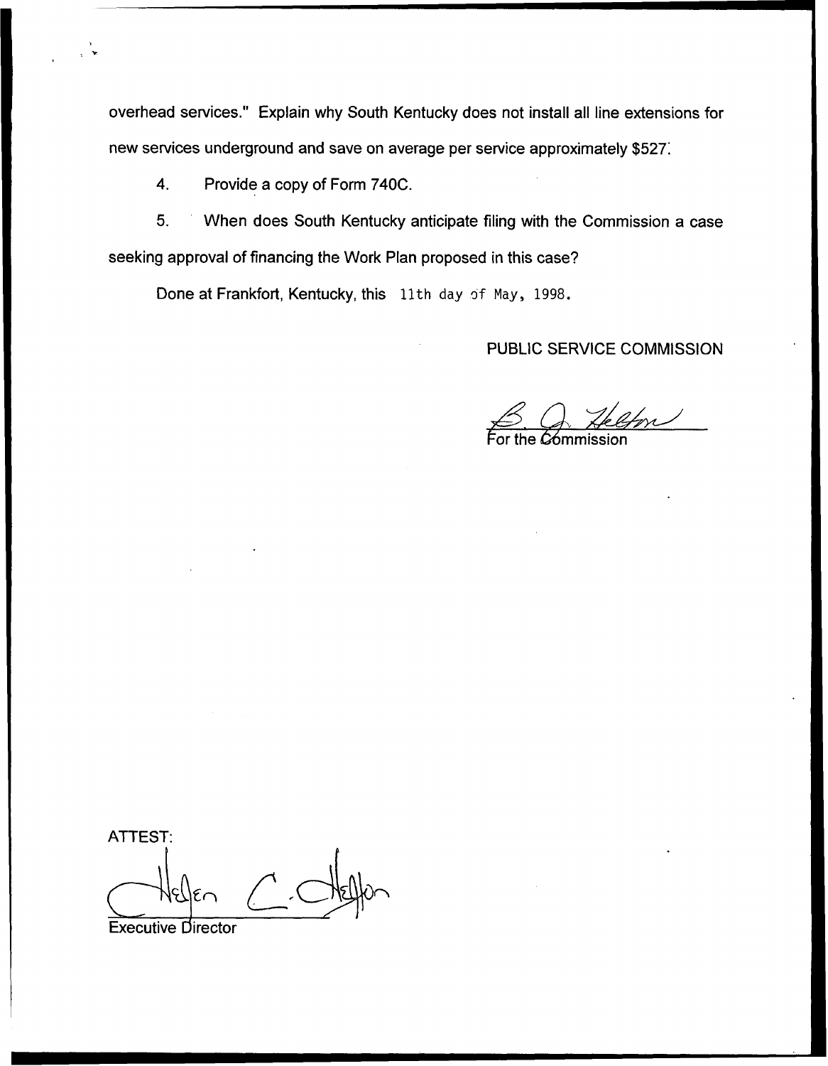overhead services." Explain why South Kentucky does not install all line extensions for new services underground and save on average per service approximately $527.

4. Provide a copy of Form 740C.

5. When does South Kentucky anticipate filing with the Commission a case seeking approval of financing the Work Plan proposed in this case?

Done at Frankfort, Kentucky, this 11th day of May, 1998.

PUBLIC SERVICE COMMISSION

For the Commission

ATTEST:

Executive Director